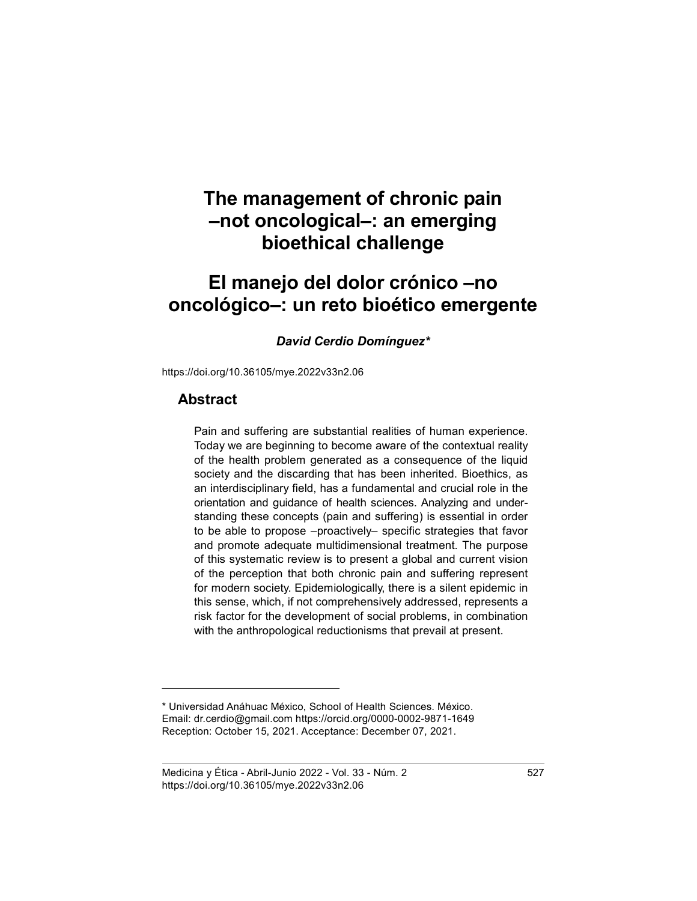# The management of chronic pain –not oncological–: an emerging bioethical challenge

# El manejo del dolor crónico –no oncológico–: un reto bioético emergente

***David Cerdio Domínguez****

https://doi.org/10.36105/mye.2022v33n2.06

## Abstract

Pain and suffering are substantial realities of human experience. Today we are beginning to become aware of the contextual reality of the health problem generated as a consequence of the liquid society and the discarding that has been inherited. Bioethics, as an interdisciplinary field, has a fundamental and crucial role in the orientation and guidance of health sciences. Analyzing and understanding these concepts (pain and suffering) is essential in order to be able to propose –proactively– specific strategies that favor and promote adequate multidimensional treatment. The purpose of this systematic review is to present a global and current vision of the perception that both chronic pain and suffering represent for modern society. Epidemiologically, there is a silent epidemic in this sense, which, if not comprehensively addressed, represents a risk factor for the development of social problems, in combination with the anthropological reductionisms that prevail at present.

---

* Universidad Anáhuac México, School of Health Sciences. México.
Email: dr.cerdio@gmail.com https://orcid.org/0000-0002-9871-1649
Reception: October 15, 2021. Acceptance: December 07, 2021.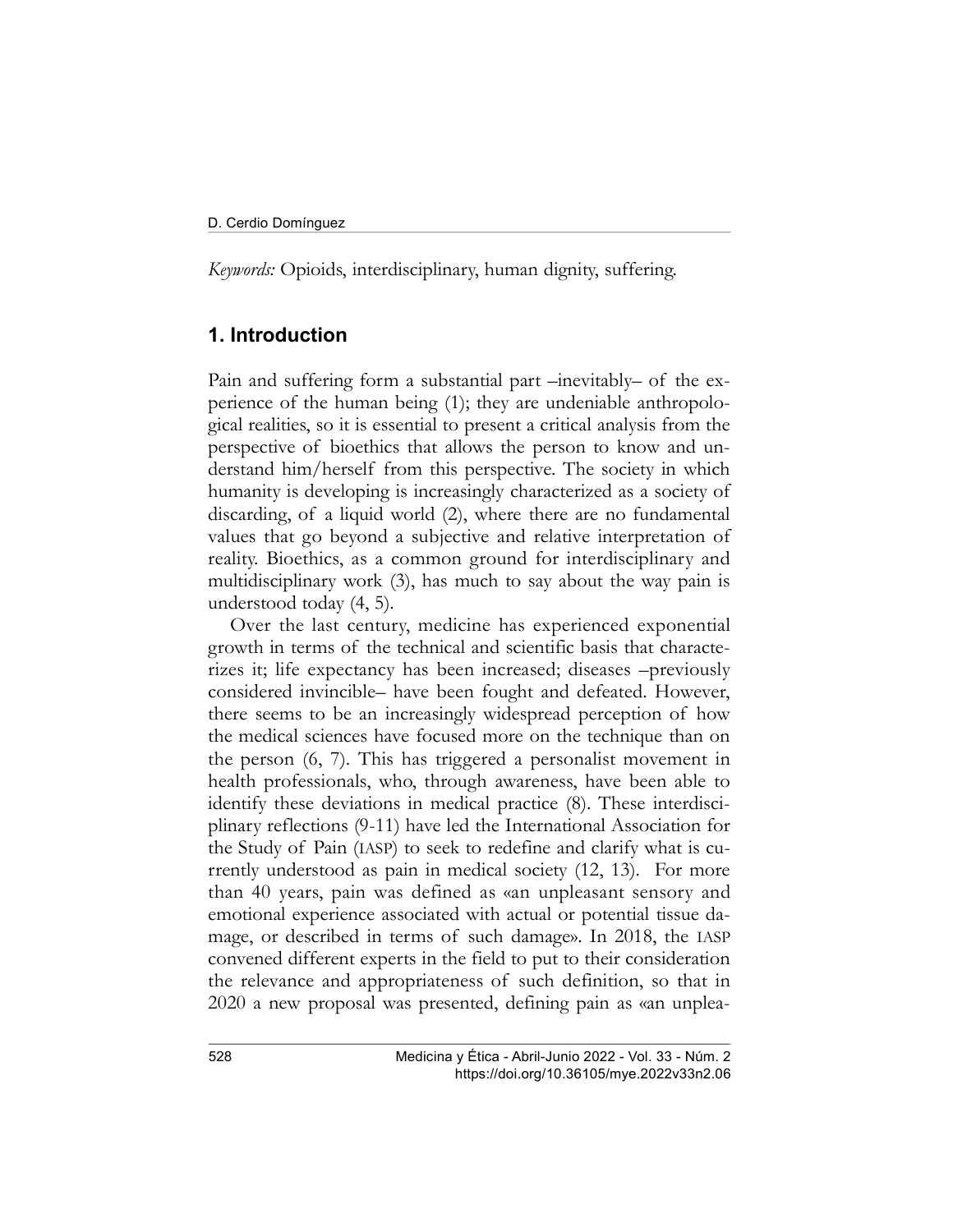*Keywords:* Opioids, interdisciplinary, human dignity, suffering.

## 1. Introduction

Pain and suffering form a substantial part –inevitably– of the experience of the human being (1); they are undeniable anthropological realities, so it is essential to present a critical analysis from the perspective of bioethics that allows the person to know and understand him/herself from this perspective. The society in which humanity is developing is increasingly characterized as a society of discarding, of a liquid world (2), where there are no fundamental values that go beyond a subjective and relative interpretation of reality. Bioethics, as a common ground for interdisciplinary and multidisciplinary work (3), has much to say about the way pain is understood today (4, 5).

Over the last century, medicine has experienced exponential growth in terms of the technical and scientific basis that characterizes it; life expectancy has been increased; diseases –previously considered invincible– have been fought and defeated. However, there seems to be an increasingly widespread perception of how the medical sciences have focused more on the technique than on the person (6, 7). This has triggered a personalist movement in health professionals, who, through awareness, have been able to identify these deviations in medical practice (8). These interdisciplinary reflections (9-11) have led the International Association for the Study of Pain (IASP) to seek to redefine and clarify what is currently understood as pain in medical society (12, 13). For more than 40 years, pain was defined as «an unpleasant sensory and emotional experience associated with actual or potential tissue damage, or described in terms of such damage». In 2018, the IASP convened different experts in the field to put to their consideration the relevance and appropriateness of such definition, so that in 2020 a new proposal was presented, defining pain as «an unplea-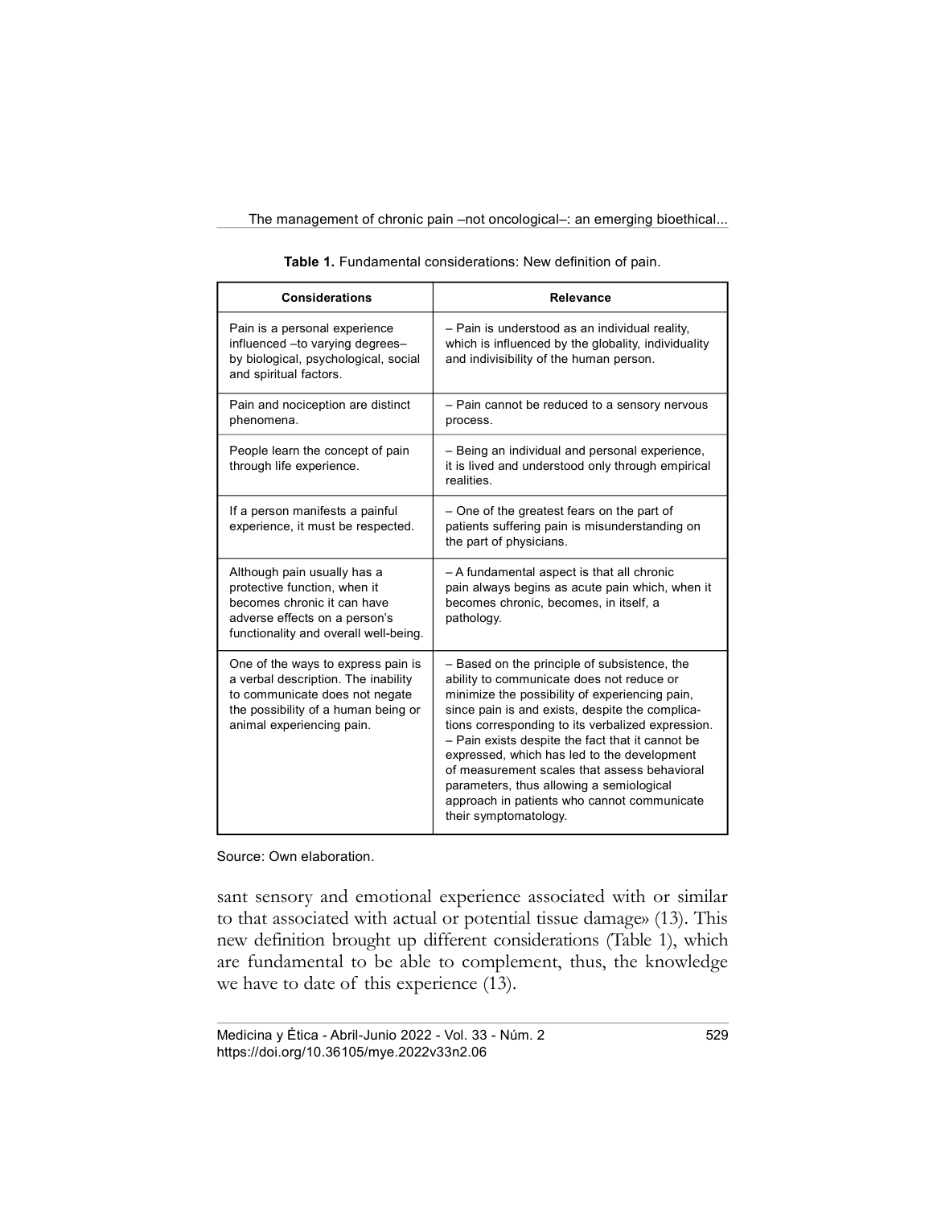**Table 1.** Fundamental considerations: New definition of pain.

| Considerations | Relevance |
|---|---|
| Pain is a personal experience influenced –to varying degrees– by biological, psychological, social and spiritual factors. | – Pain is understood as an individual reality, which is influenced by the globality, individuality and indivisibility of the human person. |
| Pain and nociception are distinct phenomena. | – Pain cannot be reduced to a sensory nervous process. |
| People learn the concept of pain through life experience. | – Being an individual and personal experience, it is lived and understood only through empirical realities. |
| If a person manifests a painful experience, it must be respected. | – One of the greatest fears on the part of patients suffering pain is misunderstanding on the part of physicians. |
| Although pain usually has a protective function, when it becomes chronic it can have adverse effects on a person's functionality and overall well-being. | – A fundamental aspect is that all chronic pain always begins as acute pain which, when it becomes chronic, becomes, in itself, a pathology. |
| One of the ways to express pain is a verbal description. The inability to communicate does not negate the possibility of a human being or animal experiencing pain. | – Based on the principle of subsistence, the ability to communicate does not reduce or minimize the possibility of experiencing pain, since pain is and exists, despite the complications corresponding to its verbalized expression. – Pain exists despite the fact that it cannot be expressed, which has led to the development of measurement scales that assess behavioral parameters, thus allowing a semiological approach in patients who cannot communicate their symptomatology. |

Source: Own elaboration.

sant sensory and emotional experience associated with or similar to that associated with actual or potential tissue damage» (13). This new definition brought up different considerations (Table 1), which are fundamental to be able to complement, thus, the knowledge we have to date of this experience (13).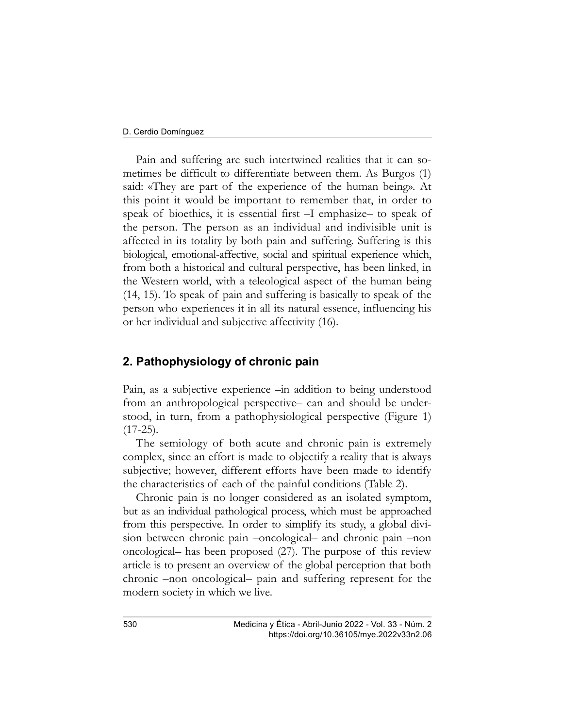Pain and suffering are such intertwined realities that it can sometimes be difficult to differentiate between them. As Burgos (1) said: «They are part of the experience of the human being». At this point it would be important to remember that, in order to speak of bioethics, it is essential first –I emphasize– to speak of the person. The person as an individual and indivisible unit is affected in its totality by both pain and suffering. Suffering is this biological, emotional-affective, social and spiritual experience which, from both a historical and cultural perspective, has been linked, in the Western world, with a teleological aspect of the human being (14, 15). To speak of pain and suffering is basically to speak of the person who experiences it in all its natural essence, influencing his or her individual and subjective affectivity (16).

## 2. Pathophysiology of chronic pain

Pain, as a subjective experience –in addition to being understood from an anthropological perspective– can and should be understood, in turn, from a pathophysiological perspective (Figure 1) (17-25).

The semiology of both acute and chronic pain is extremely complex, since an effort is made to objectify a reality that is always subjective; however, different efforts have been made to identify the characteristics of each of the painful conditions (Table 2).

Chronic pain is no longer considered as an isolated symptom, but as an individual pathological process, which must be approached from this perspective. In order to simplify its study, a global division between chronic pain –oncological– and chronic pain –non oncological– has been proposed (27). The purpose of this review article is to present an overview of the global perception that both chronic –non oncological– pain and suffering represent for the modern society in which we live.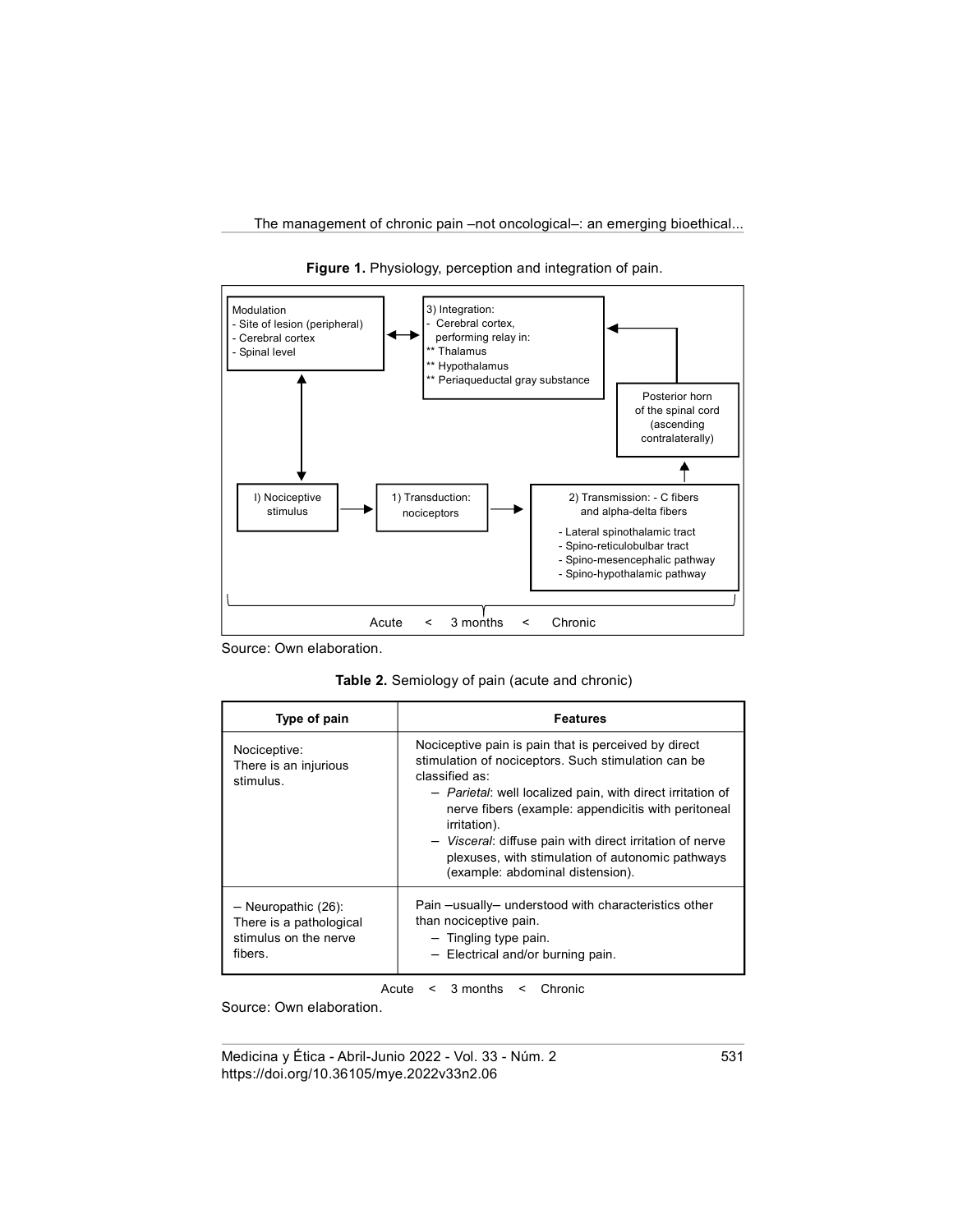**Figure 1.** Physiology, perception and integration of pain.

Modulation
- Site of lesion (peripheral)
- Cerebral cortex
- Spinal level

3) Integration:
- Cerebral cortex, performing relay in:
** Thalamus
** Hypothalamus
** Periaqueductal gray substance

Posterior horn of the spinal cord (ascending contralaterally)

I) Nociceptive stimulus

1) Transduction: nociceptors

2) Transmission: - C fibers and alpha-delta fibers
- Lateral spinothalamic tract
- Spino-reticulobulbar tract
- Spino-mesencephalic pathway
- Spino-hypothalamic pathway

Acute < 3 months < Chronic

Source: Own elaboration.

**Table 2.** Semiology of pain (acute and chronic)

| Type of pain | Features |
|---|---|
| Nociceptive:<br>There is an injurious stimulus. | Nociceptive pain is pain that is perceived by direct stimulation of nociceptors. Such stimulation can be classified as:<br>– *Parietal*: well localized pain, with direct irritation of nerve fibers (example: appendicitis with peritoneal irritation).<br>– *Visceral*: diffuse pain with direct irritation of nerve plexuses, with stimulation of autonomic pathways (example: abdominal distension). |
| – Neuropathic (26):<br>There is a pathological stimulus on the nerve fibers. | Pain –usually– understood with characteristics other than nociceptive pain.<br>– Tingling type pain.<br>– Electrical and/or burning pain. |

Acute < 3 months < Chronic

Source: Own elaboration.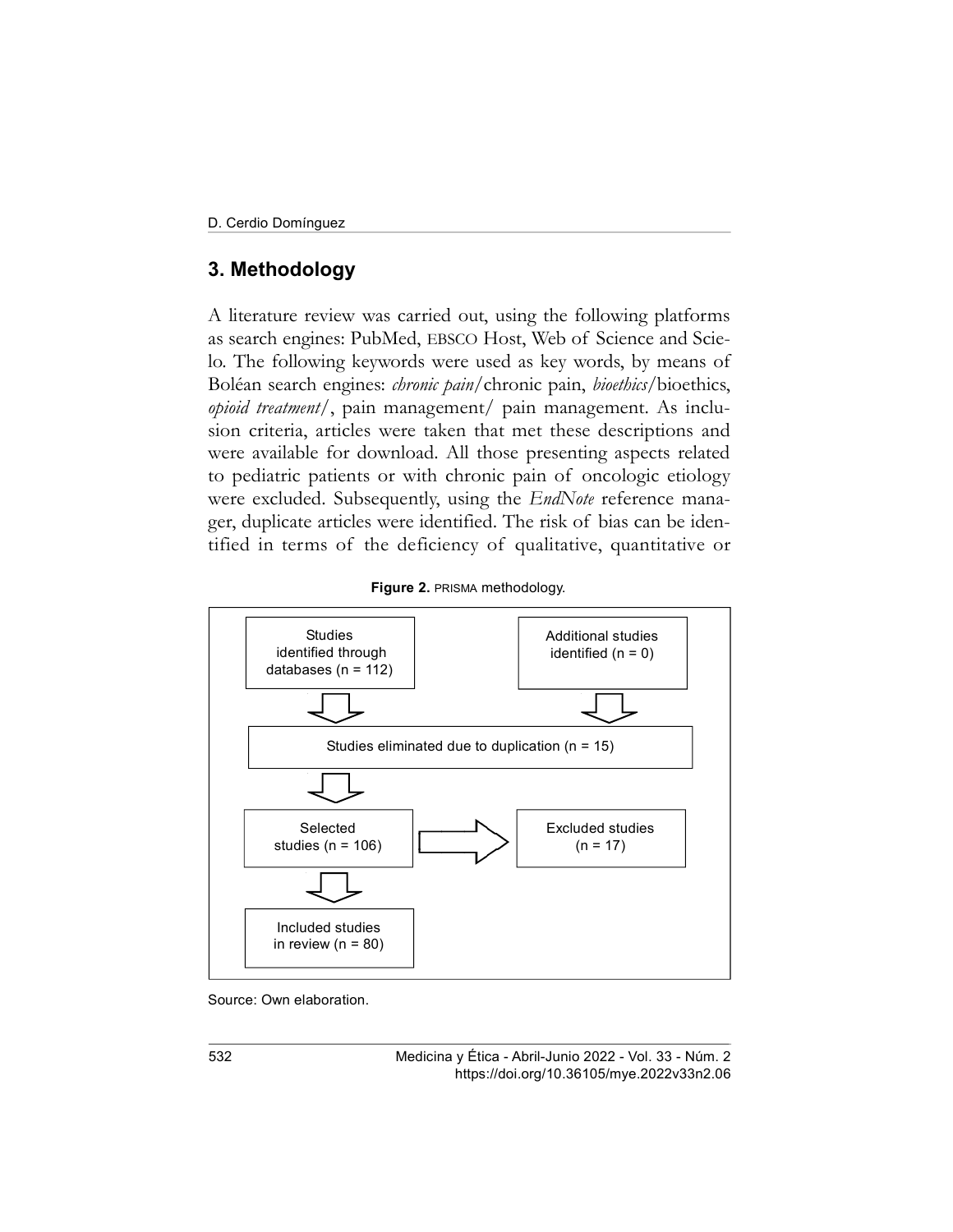## 3. Methodology

A literature review was carried out, using the following platforms as search engines: PubMed, EBSCO Host, Web of Science and Scielo. The following keywords were used as key words, by means of Boléan search engines: *chronic pain*/chronic pain, *bioethics*/bioethics, *opioid treatment*/, pain management/ pain management. As inclusion criteria, articles were taken that met these descriptions and were available for download. All those presenting aspects related to pediatric patients or with chronic pain of oncologic etiology were excluded. Subsequently, using the *EndNote* reference manager, duplicate articles were identified. The risk of bias can be identified in terms of the deficiency of qualitative, quantitative or

**Figure 2.** PRISMA methodology.

Studies identified through databases (n = 112)

Additional studies identified (n = 0)

Studies eliminated due to duplication (n = 15)

Selected studies (n = 106)

Excluded studies (n = 17)

Included studies in review (n = 80)

Source: Own elaboration.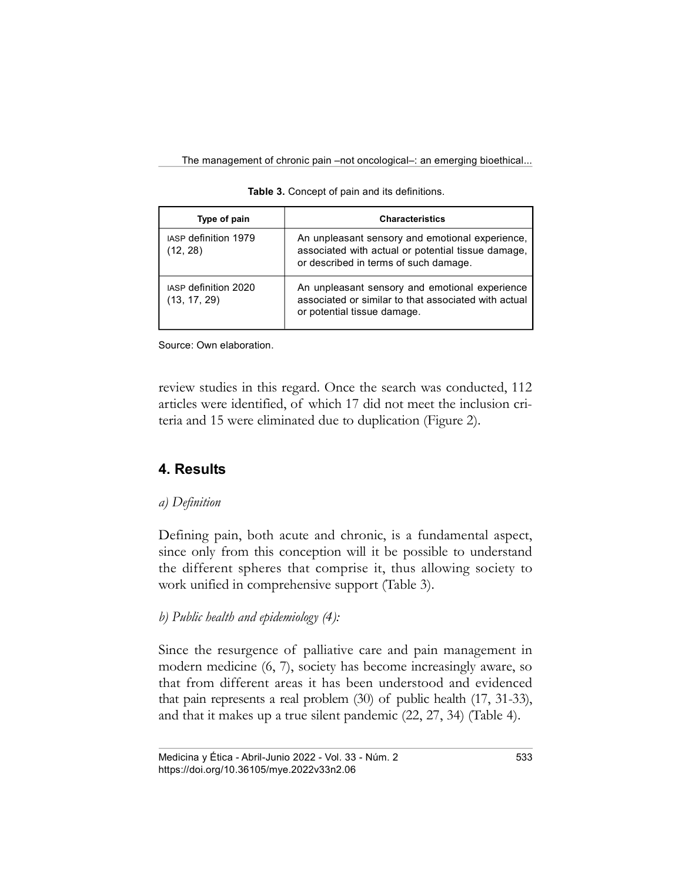**Table 3.** Concept of pain and its definitions.

| Type of pain | Characteristics |
| --- | --- |
| IASP definition 1979 (12, 28) | An unpleasant sensory and emotional experience, associated with actual or potential tissue damage, or described in terms of such damage. |
| IASP definition 2020 (13, 17, 29) | An unpleasant sensory and emotional experience associated or similar to that associated with actual or potential tissue damage. |

Source: Own elaboration.

review studies in this regard. Once the search was conducted, 112 articles were identified, of which 17 did not meet the inclusion criteria and 15 were eliminated due to duplication (Figure 2).

## 4. Results

*a) Definition*

Defining pain, both acute and chronic, is a fundamental aspect, since only from this conception will it be possible to understand the different spheres that comprise it, thus allowing society to work unified in comprehensive support (Table 3).

*b) Public health and epidemiology (4):*

Since the resurgence of palliative care and pain management in modern medicine (6, 7), society has become increasingly aware, so that from different areas it has been understood and evidenced that pain represents a real problem (30) of public health (17, 31-33), and that it makes up a true silent pandemic (22, 27, 34) (Table 4).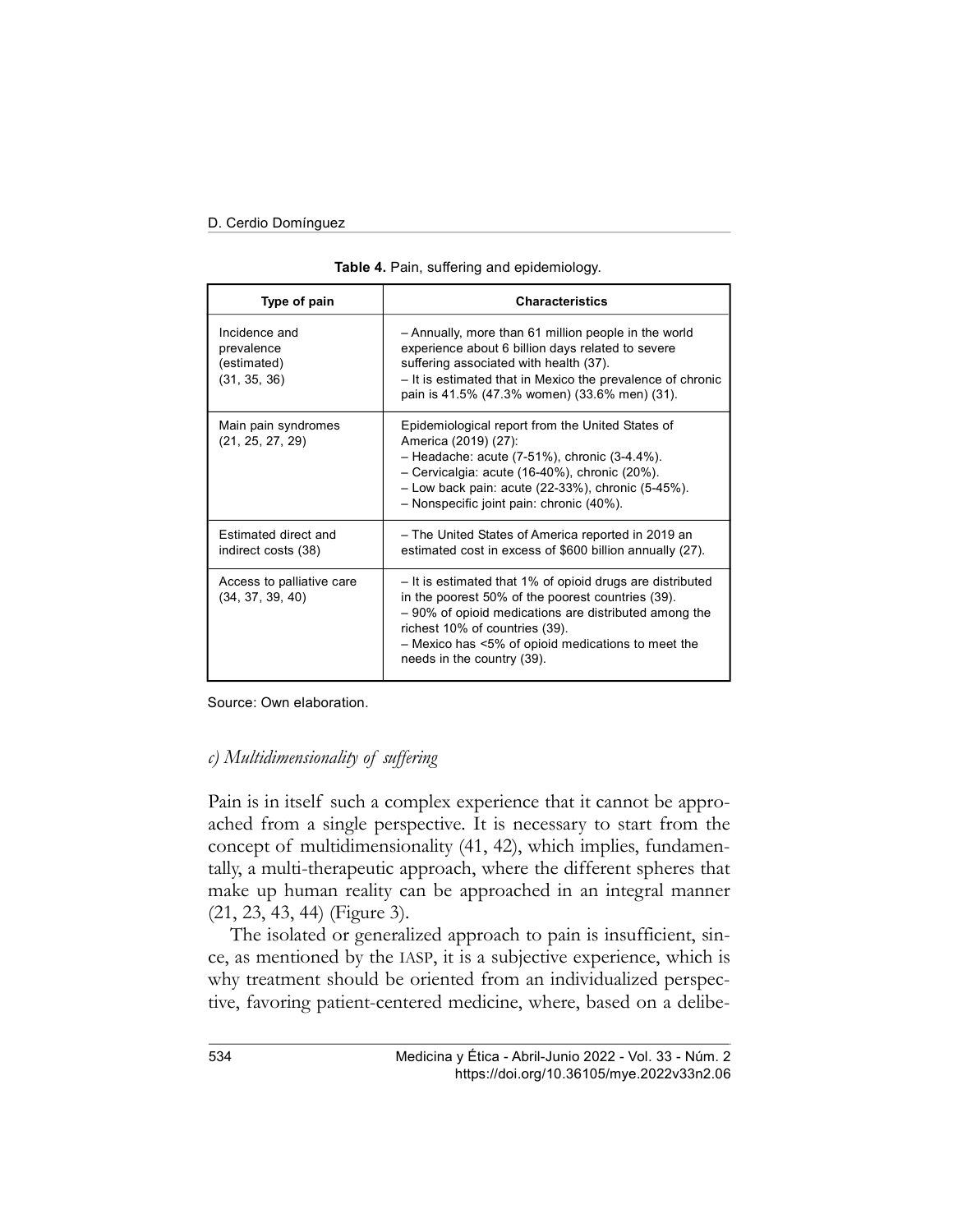**Table 4.** Pain, suffering and epidemiology.

| Type of pain | Characteristics |
|---|---|
| Incidence and prevalence (estimated) (31, 35, 36) | – Annually, more than 61 million people in the world experience about 6 billion days related to severe suffering associated with health (37).<br>– It is estimated that in Mexico the prevalence of chronic pain is 41.5% (47.3% women) (33.6% men) (31). |
| Main pain syndromes (21, 25, 27, 29) | Epidemiological report from the United States of America (2019) (27):<br>– Headache: acute (7-51%), chronic (3-4.4%).<br>– Cervicalgia: acute (16-40%), chronic (20%).<br>– Low back pain: acute (22-33%), chronic (5-45%).<br>– Nonspecific joint pain: chronic (40%). |
| Estimated direct and indirect costs (38) | – The United States of America reported in 2019 an estimated cost in excess of $600 billion annually (27). |
| Access to palliative care (34, 37, 39, 40) | – It is estimated that 1% of opioid drugs are distributed in the poorest 50% of the poorest countries (39).<br>– 90% of opioid medications are distributed among the richest 10% of countries (39).<br>– Mexico has <5% of opioid medications to meet the needs in the country (39). |

Source: Own elaboration.

### *c) Multidimensionality of suffering*

Pain is in itself such a complex experience that it cannot be approached from a single perspective. It is necessary to start from the concept of multidimensionality (41, 42), which implies, fundamentally, a multi-therapeutic approach, where the different spheres that make up human reality can be approached in an integral manner (21, 23, 43, 44) (Figure 3).

The isolated or generalized approach to pain is insufficient, since, as mentioned by the IASP, it is a subjective experience, which is why treatment should be oriented from an individualized perspective, favoring patient-centered medicine, where, based on a delibe-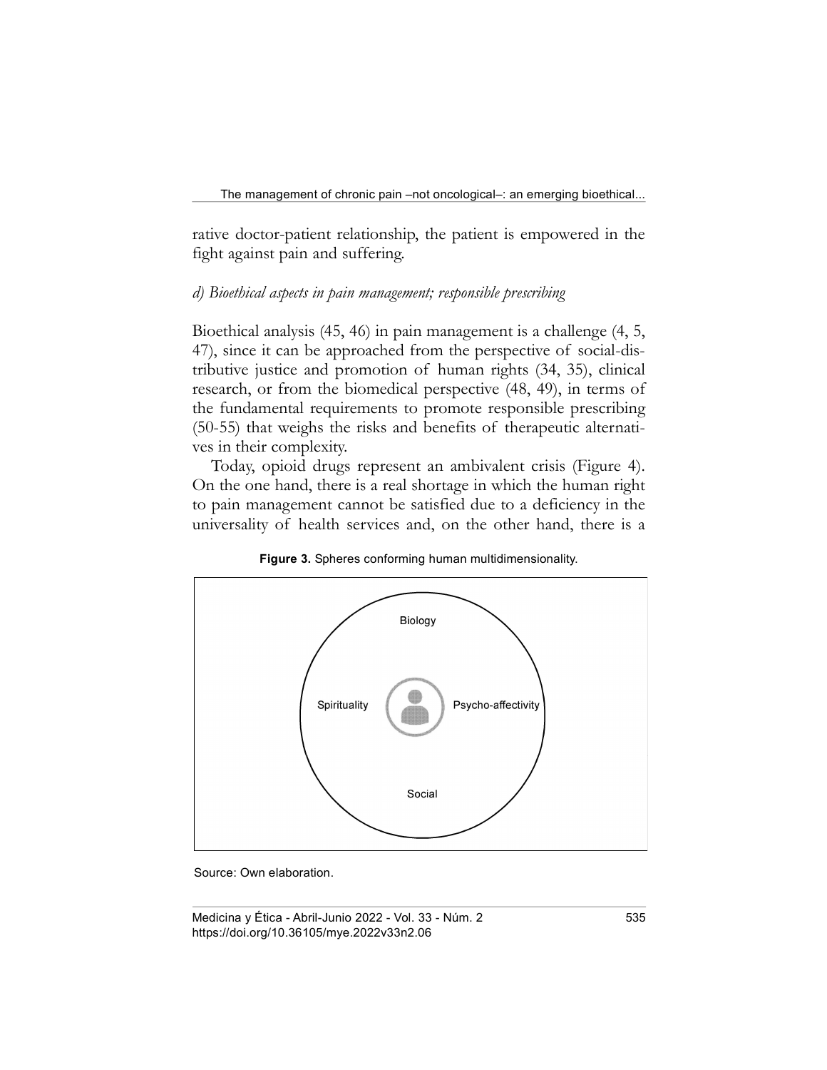rative doctor-patient relationship, the patient is empowered in the fight against pain and suffering.

### *d) Bioethical aspects in pain management; responsible prescribing*

Bioethical analysis (45, 46) in pain management is a challenge (4, 5, 47), since it can be approached from the perspective of social-distributive justice and promotion of human rights (34, 35), clinical research, or from the biomedical perspective (48, 49), in terms of the fundamental requirements to promote responsible prescribing (50-55) that weighs the risks and benefits of therapeutic alternatives in their complexity.

Today, opioid drugs represent an ambivalent crisis (Figure 4). On the one hand, there is a real shortage in which the human right to pain management cannot be satisfied due to a deficiency in the universality of health services and, on the other hand, there is a

**Figure 3.** Spheres conforming human multidimensionality.

Biology

Spirituality

Psycho-affectivity

Social

Source: Own elaboration.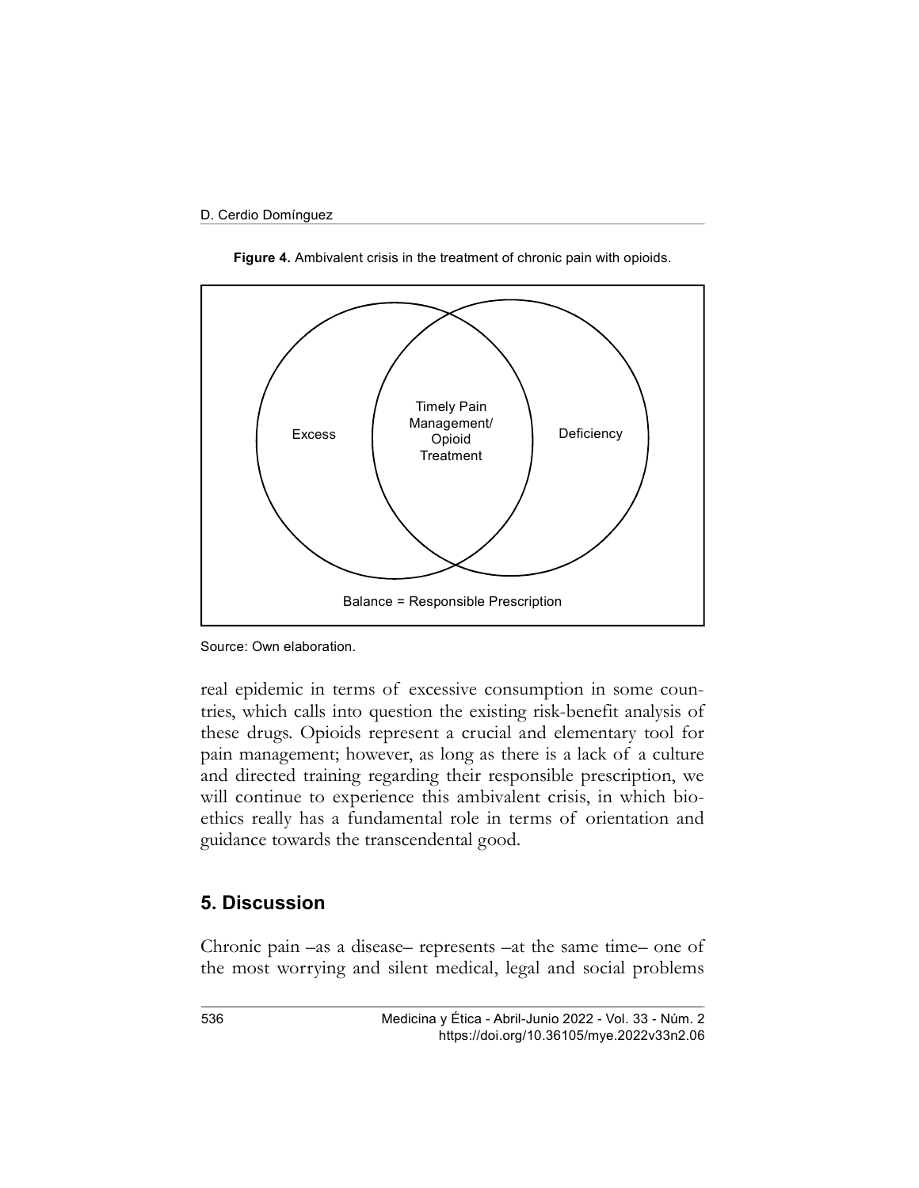**Figure 4.** Ambivalent crisis in the treatment of chronic pain with opioids.

Excess

Timely Pain Management/ Opioid Treatment

Deficiency

Balance = Responsible Prescription

Source: Own elaboration.

real epidemic in terms of excessive consumption in some countries, which calls into question the existing risk-benefit analysis of these drugs. Opioids represent a crucial and elementary tool for pain management; however, as long as there is a lack of a culture and directed training regarding their responsible prescription, we will continue to experience this ambivalent crisis, in which bioethics really has a fundamental role in terms of orientation and guidance towards the transcendental good.

## 5. Discussion

Chronic pain –as a disease– represents –at the same time– one of the most worrying and silent medical, legal and social problems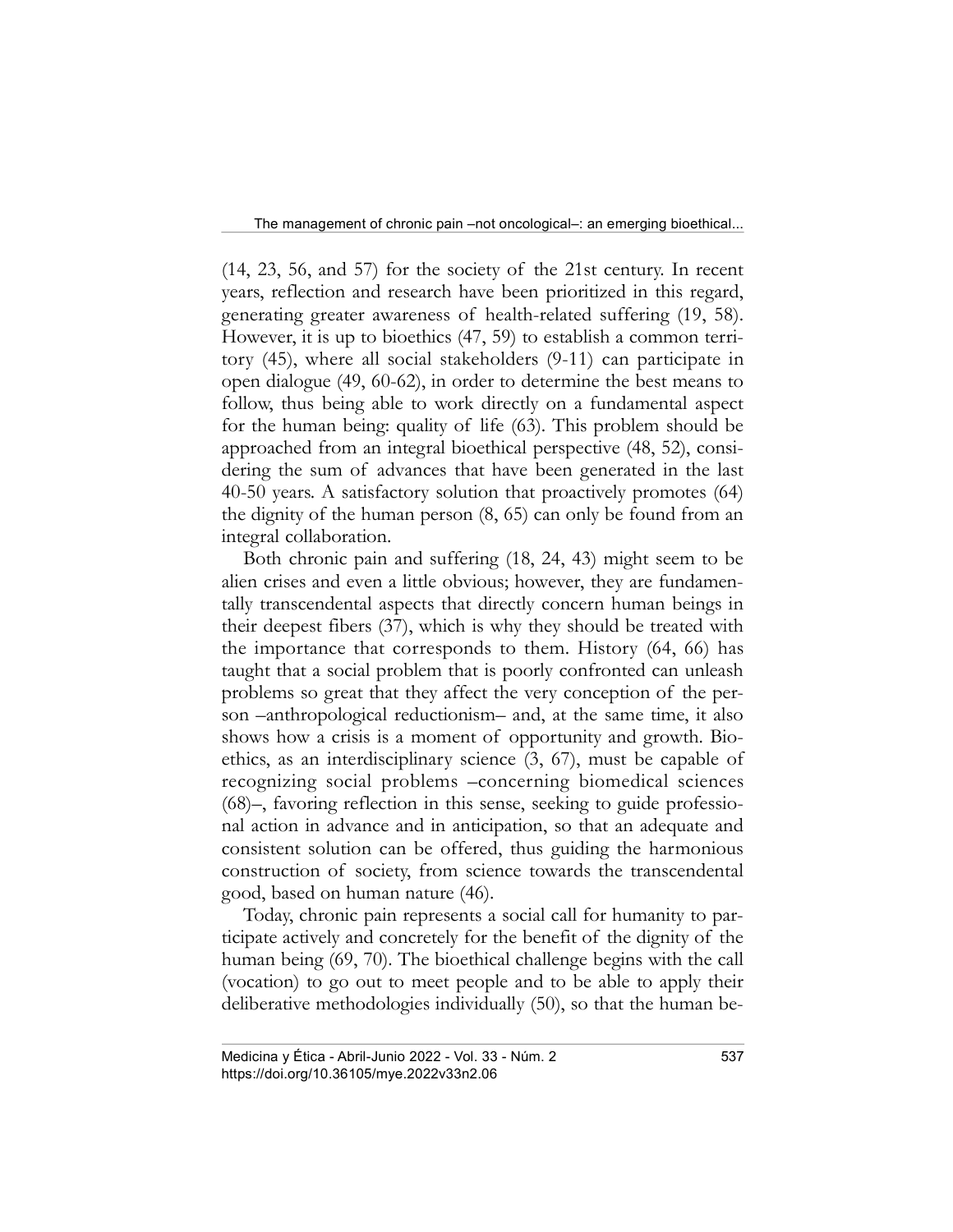(14, 23, 56, and 57) for the society of the 21st century. In recent years, reflection and research have been prioritized in this regard, generating greater awareness of health-related suffering (19, 58). However, it is up to bioethics (47, 59) to establish a common territory (45), where all social stakeholders (9-11) can participate in open dialogue (49, 60-62), in order to determine the best means to follow, thus being able to work directly on a fundamental aspect for the human being: quality of life (63). This problem should be approached from an integral bioethical perspective (48, 52), considering the sum of advances that have been generated in the last 40-50 years. A satisfactory solution that proactively promotes (64) the dignity of the human person (8, 65) can only be found from an integral collaboration.

Both chronic pain and suffering (18, 24, 43) might seem to be alien crises and even a little obvious; however, they are fundamentally transcendental aspects that directly concern human beings in their deepest fibers (37), which is why they should be treated with the importance that corresponds to them. History (64, 66) has taught that a social problem that is poorly confronted can unleash problems so great that they affect the very conception of the person –anthropological reductionism– and, at the same time, it also shows how a crisis is a moment of opportunity and growth. Bioethics, as an interdisciplinary science (3, 67), must be capable of recognizing social problems –concerning biomedical sciences (68)–, favoring reflection in this sense, seeking to guide professional action in advance and in anticipation, so that an adequate and consistent solution can be offered, thus guiding the harmonious construction of society, from science towards the transcendental good, based on human nature (46).

Today, chronic pain represents a social call for humanity to participate actively and concretely for the benefit of the dignity of the human being (69, 70). The bioethical challenge begins with the call (vocation) to go out to meet people and to be able to apply their deliberative methodologies individually (50), so that the human be-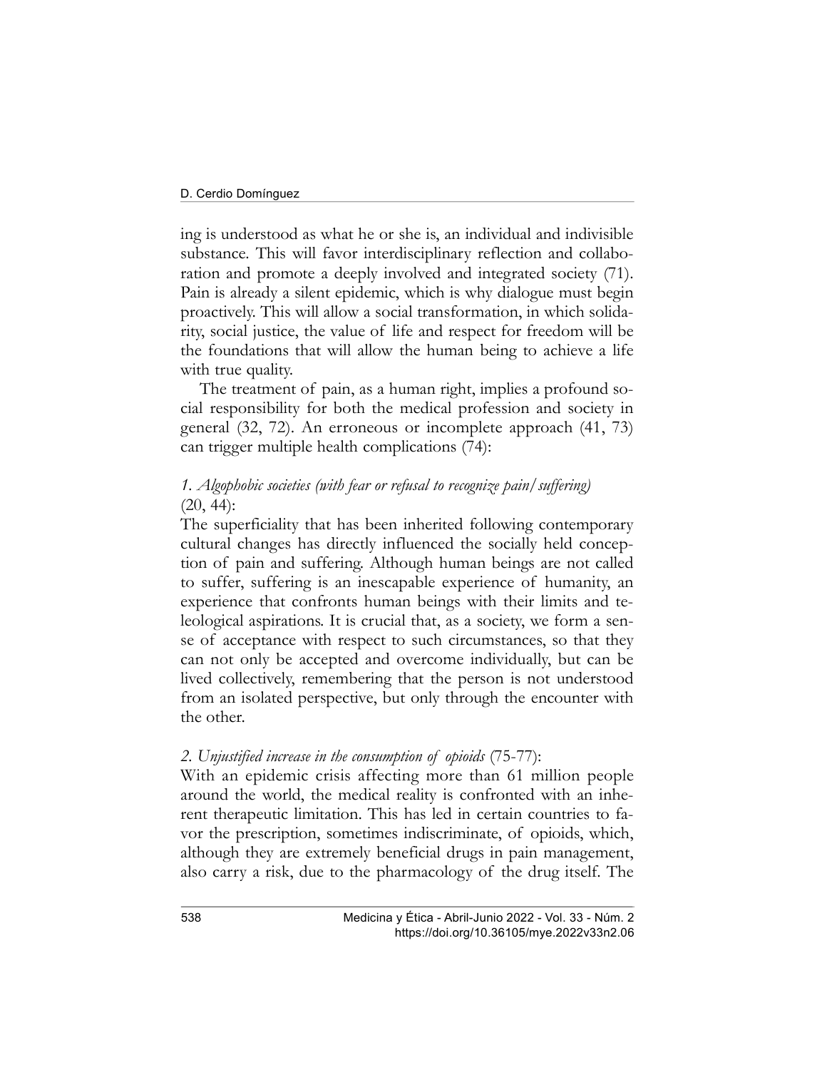ing is understood as what he or she is, an individual and indivisible substance. This will favor interdisciplinary reflection and collaboration and promote a deeply involved and integrated society (71). Pain is already a silent epidemic, which is why dialogue must begin proactively. This will allow a social transformation, in which solidarity, social justice, the value of life and respect for freedom will be the foundations that will allow the human being to achieve a life with true quality.

The treatment of pain, as a human right, implies a profound social responsibility for both the medical profession and society in general (32, 72). An erroneous or incomplete approach (41, 73) can trigger multiple health complications (74):

*1. Algophobic societies (with fear or refusal to recognize pain/suffering)* (20, 44):

The superficiality that has been inherited following contemporary cultural changes has directly influenced the socially held conception of pain and suffering. Although human beings are not called to suffer, suffering is an inescapable experience of humanity, an experience that confronts human beings with their limits and teleological aspirations. It is crucial that, as a society, we form a sense of acceptance with respect to such circumstances, so that they can not only be accepted and overcome individually, but can be lived collectively, remembering that the person is not understood from an isolated perspective, but only through the encounter with the other.

*2. Unjustified increase in the consumption of opioids* (75-77):

With an epidemic crisis affecting more than 61 million people around the world, the medical reality is confronted with an inherent therapeutic limitation. This has led in certain countries to favor the prescription, sometimes indiscriminate, of opioids, which, although they are extremely beneficial drugs in pain management, also carry a risk, due to the pharmacology of the drug itself. The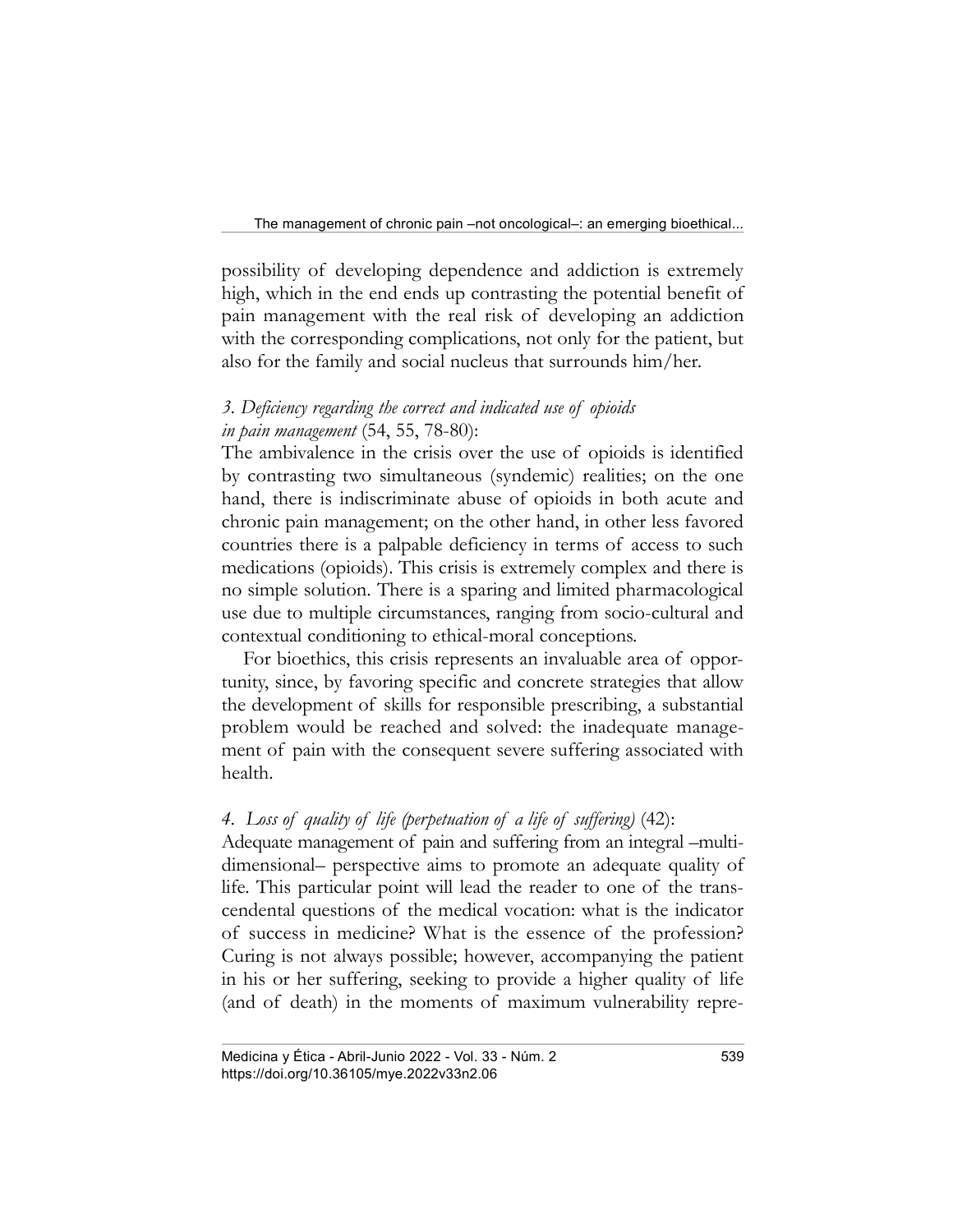possibility of developing dependence and addiction is extremely high, which in the end ends up contrasting the potential benefit of pain management with the real risk of developing an addiction with the corresponding complications, not only for the patient, but also for the family and social nucleus that surrounds him/her.

*3. Deficiency regarding the correct and indicated use of opioids in pain management* (54, 55, 78-80):
The ambivalence in the crisis over the use of opioids is identified by contrasting two simultaneous (syndemic) realities; on the one hand, there is indiscriminate abuse of opioids in both acute and chronic pain management; on the other hand, in other less favored countries there is a palpable deficiency in terms of access to such medications (opioids). This crisis is extremely complex and there is no simple solution. There is a sparing and limited pharmacological use due to multiple circumstances, ranging from socio-cultural and contextual conditioning to ethical-moral conceptions.

For bioethics, this crisis represents an invaluable area of opportunity, since, by favoring specific and concrete strategies that allow the development of skills for responsible prescribing, a substantial problem would be reached and solved: the inadequate management of pain with the consequent severe suffering associated with health.

*4. Loss of quality of life (perpetuation of a life of suffering)* (42):
Adequate management of pain and suffering from an integral –multidimensional– perspective aims to promote an adequate quality of life. This particular point will lead the reader to one of the transcendental questions of the medical vocation: what is the indicator of success in medicine? What is the essence of the profession? Curing is not always possible; however, accompanying the patient in his or her suffering, seeking to provide a higher quality of life (and of death) in the moments of maximum vulnerability repre-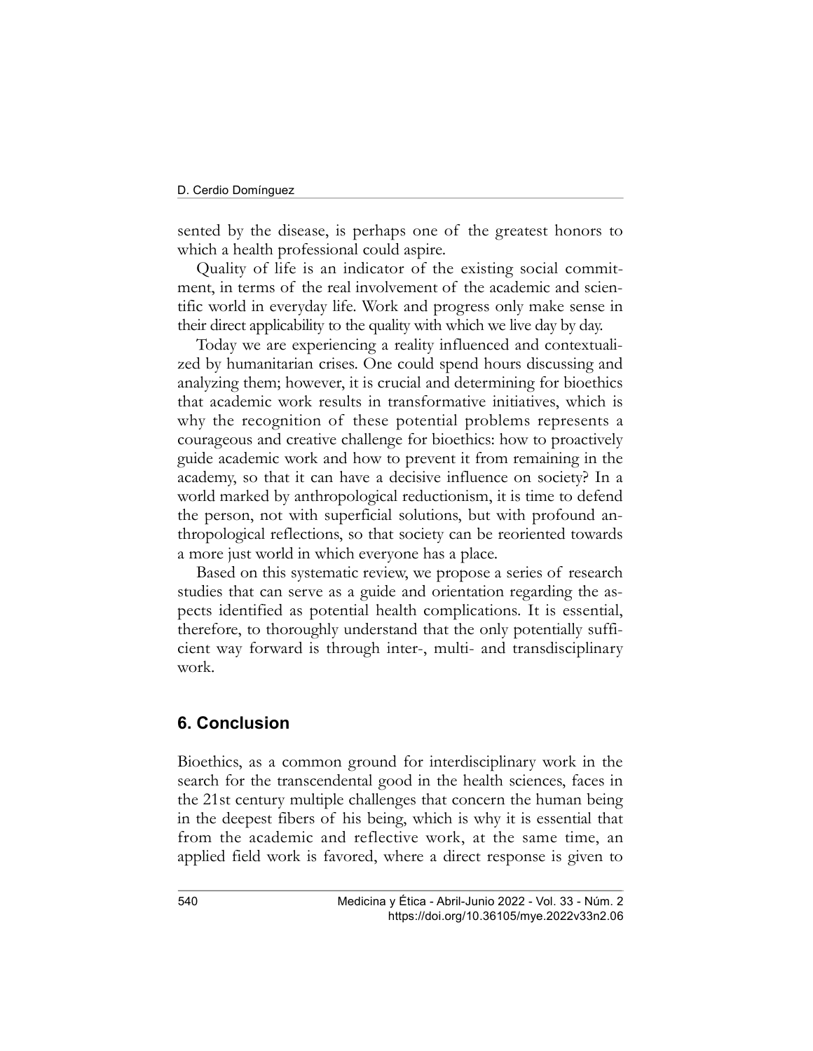sented by the disease, is perhaps one of the greatest honors to which a health professional could aspire.

Quality of life is an indicator of the existing social commitment, in terms of the real involvement of the academic and scientific world in everyday life. Work and progress only make sense in their direct applicability to the quality with which we live day by day.

Today we are experiencing a reality influenced and contextualized by humanitarian crises. One could spend hours discussing and analyzing them; however, it is crucial and determining for bioethics that academic work results in transformative initiatives, which is why the recognition of these potential problems represents a courageous and creative challenge for bioethics: how to proactively guide academic work and how to prevent it from remaining in the academy, so that it can have a decisive influence on society? In a world marked by anthropological reductionism, it is time to defend the person, not with superficial solutions, but with profound anthropological reflections, so that society can be reoriented towards a more just world in which everyone has a place.

Based on this systematic review, we propose a series of research studies that can serve as a guide and orientation regarding the aspects identified as potential health complications. It is essential, therefore, to thoroughly understand that the only potentially sufficient way forward is through inter-, multi- and transdisciplinary work.

## 6. Conclusion

Bioethics, as a common ground for interdisciplinary work in the search for the transcendental good in the health sciences, faces in the 21st century multiple challenges that concern the human being in the deepest fibers of his being, which is why it is essential that from the academic and reflective work, at the same time, an applied field work is favored, where a direct response is given to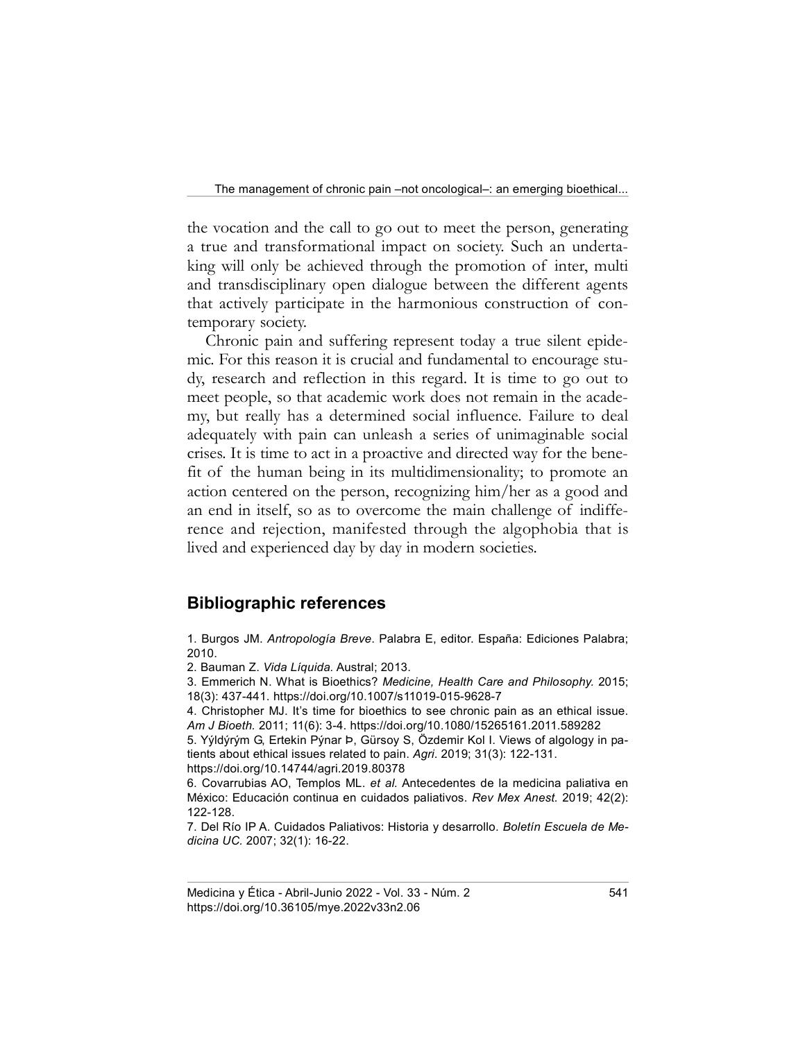the vocation and the call to go out to meet the person, generating a true and transformational impact on society. Such an undertaking will only be achieved through the promotion of inter, multi and transdisciplinary open dialogue between the different agents that actively participate in the harmonious construction of contemporary society.

Chronic pain and suffering represent today a true silent epidemic. For this reason it is crucial and fundamental to encourage study, research and reflection in this regard. It is time to go out to meet people, so that academic work does not remain in the academy, but really has a determined social influence. Failure to deal adequately with pain can unleash a series of unimaginable social crises. It is time to act in a proactive and directed way for the benefit of the human being in its multidimensionality; to promote an action centered on the person, recognizing him/her as a good and an end in itself, so as to overcome the main challenge of indifference and rejection, manifested through the algophobia that is lived and experienced day by day in modern societies.

## Bibliographic references

1. Burgos JM. *Antropología Breve*. Palabra E, editor. España: Ediciones Palabra; 2010.
2. Bauman Z. *Vida Líquida*. Austral; 2013.
3. Emmerich N. What is Bioethics? *Medicine, Health Care and Philosophy.* 2015; 18(3): 437-441. https://doi.org/10.1007/s11019-015-9628-7
4. Christopher MJ. It's time for bioethics to see chronic pain as an ethical issue. *Am J Bioeth.* 2011; 11(6): 3-4. https://doi.org/10.1080/15265161.2011.589282
5. Yýldýrým G, Ertekin Pýnar Þ, Gürsoy S, Özdemir Kol I. Views of algology in patients about ethical issues related to pain. *Agri*. 2019; 31(3): 122-131. https://doi.org/10.14744/agri.2019.80378
6. Covarrubias AO, Templos ML. *et al.* Antecedentes de la medicina paliativa en México: Educación continua en cuidados paliativos. *Rev Mex Anest.* 2019; 42(2): 122-128.
7. Del Río IP A. Cuidados Paliativos: Historia y desarrollo. *Boletín Escuela de Medicina UC.* 2007; 32(1): 16-22.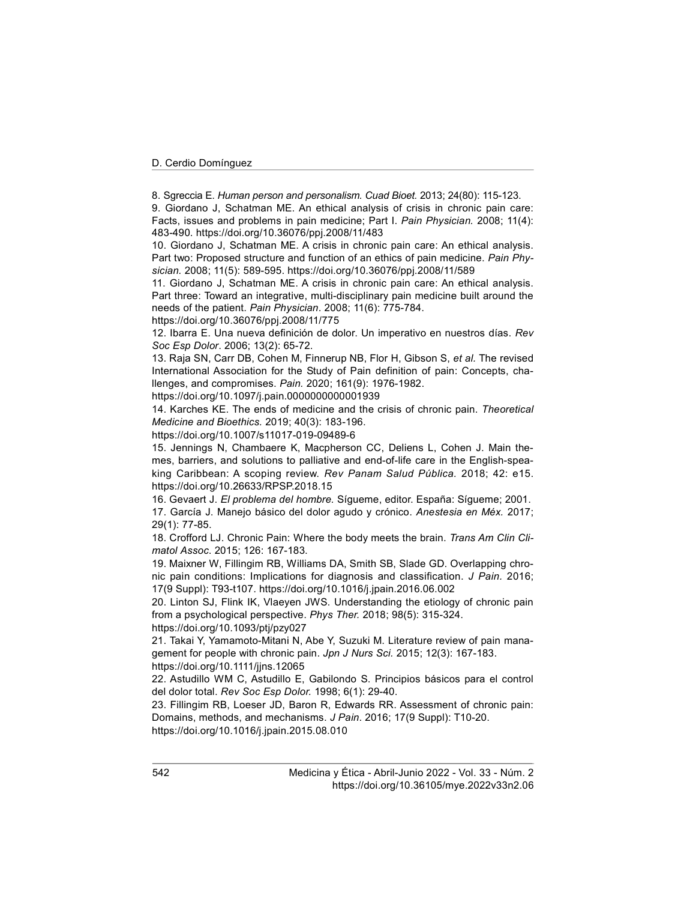8. Sgreccia E. *Human person and personalism. Cuad Bioet.* 2013; 24(80): 115-123.

9. Giordano J, Schatman ME. An ethical analysis of crisis in chronic pain care: Facts, issues and problems in pain medicine; Part I. *Pain Physician.* 2008; 11(4): 483-490. https://doi.org/10.36076/ppj.2008/11/483

10. Giordano J, Schatman ME. A crisis in chronic pain care: An ethical analysis. Part two: Proposed structure and function of an ethics of pain medicine. *Pain Physician.* 2008; 11(5): 589-595. https://doi.org/10.36076/ppj.2008/11/589

11. Giordano J, Schatman ME. A crisis in chronic pain care: An ethical analysis. Part three: Toward an integrative, multi-disciplinary pain medicine built around the needs of the patient. *Pain Physician*. 2008; 11(6): 775-784. https://doi.org/10.36076/ppj.2008/11/775

12. Ibarra E. Una nueva definición de dolor. Un imperativo en nuestros días. *Rev Soc Esp Dolor*. 2006; 13(2): 65-72.

13. Raja SN, Carr DB, Cohen M, Finnerup NB, Flor H, Gibson S, *et al.* The revised International Association for the Study of Pain definition of pain: Concepts, challenges, and compromises. *Pain.* 2020; 161(9): 1976-1982. https://doi.org/10.1097/j.pain.0000000000001939

14. Karches KE. The ends of medicine and the crisis of chronic pain. *Theoretical Medicine and Bioethics.* 2019; 40(3): 183-196. https://doi.org/10.1007/s11017-019-09489-6

15. Jennings N, Chambaere K, Macpherson CC, Deliens L, Cohen J. Main themes, barriers, and solutions to palliative and end-of-life care in the English-speaking Caribbean: A scoping review. *Rev Panam Salud Pública.* 2018; 42: e15. https://doi.org/10.26633/RPSP.2018.15

16. Gevaert J. *El problema del hombre.* Sígueme, editor. España: Sígueme; 2001.

17. García J. Manejo básico del dolor agudo y crónico. *Anestesia en Méx.* 2017; 29(1): 77-85.

18. Crofford LJ. Chronic Pain: Where the body meets the brain. *Trans Am Clin Climatol Assoc.* 2015; 126: 167-183.

19. Maixner W, Fillingim RB, Williams DA, Smith SB, Slade GD. Overlapping chronic pain conditions: Implications for diagnosis and classification. *J Pain.* 2016; 17(9 Suppl): T93-t107. https://doi.org/10.1016/j.jpain.2016.06.002

20. Linton SJ, Flink IK, Vlaeyen JWS. Understanding the etiology of chronic pain from a psychological perspective. *Phys Ther.* 2018; 98(5): 315-324. https://doi.org/10.1093/ptj/pzy027

21. Takai Y, Yamamoto-Mitani N, Abe Y, Suzuki M. Literature review of pain management for people with chronic pain. *Jpn J Nurs Sci.* 2015; 12(3): 167-183. https://doi.org/10.1111/jjns.12065

22. Astudillo WM C, Astudillo E, Gabilondo S. Principios básicos para el control del dolor total. *Rev Soc Esp Dolor.* 1998; 6(1): 29-40.

23. Fillingim RB, Loeser JD, Baron R, Edwards RR. Assessment of chronic pain: Domains, methods, and mechanisms. *J Pain*. 2016; 17(9 Suppl): T10-20. https://doi.org/10.1016/j.jpain.2015.08.010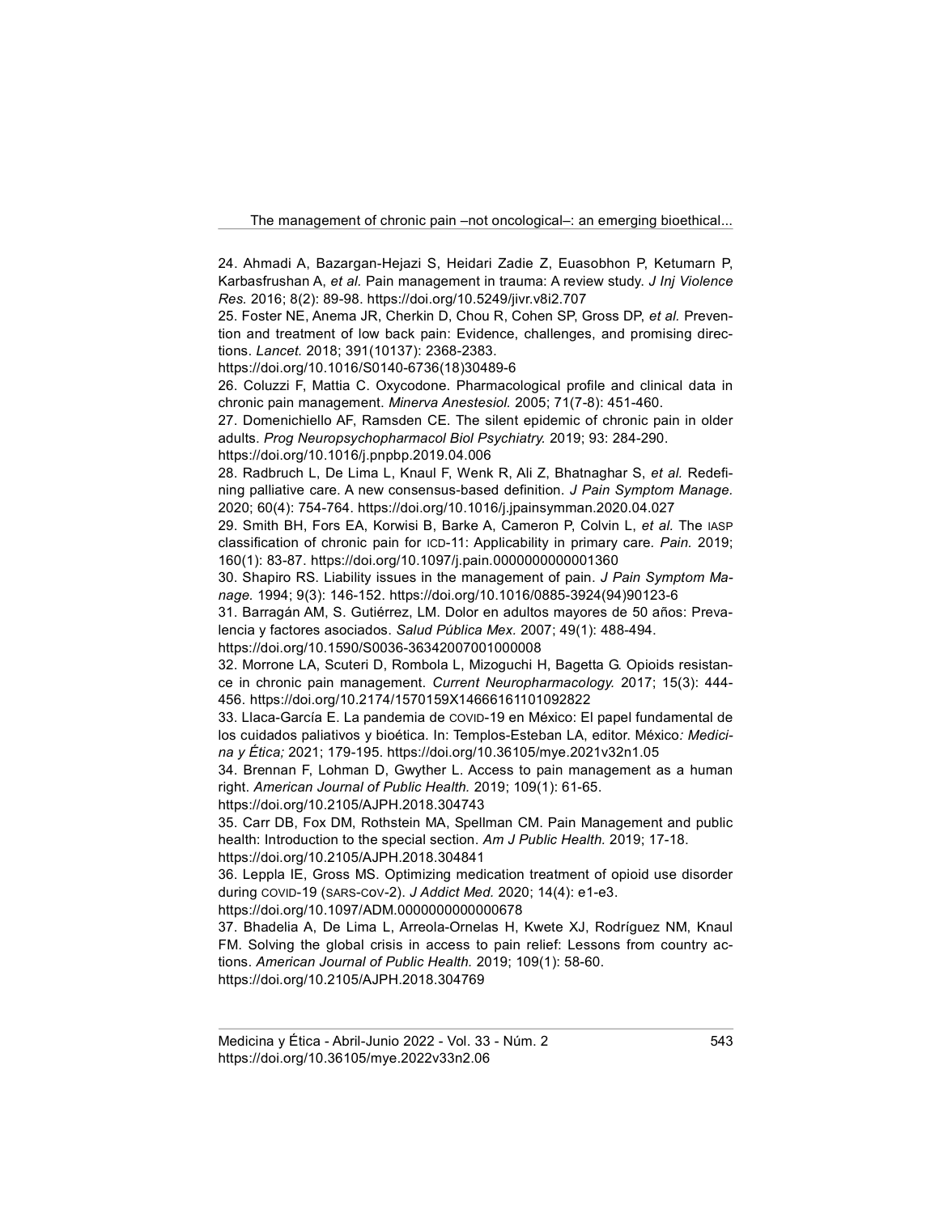24. Ahmadi A, Bazargan-Hejazi S, Heidari Zadie Z, Euasobhon P, Ketumarn P, Karbasfrushan A, *et al.* Pain management in trauma: A review study. *J Inj Violence Res.* 2016; 8(2): 89-98. https://doi.org/10.5249/jivr.v8i2.707

25. Foster NE, Anema JR, Cherkin D, Chou R, Cohen SP, Gross DP, *et al.* Prevention and treatment of low back pain: Evidence, challenges, and promising directions. *Lancet.* 2018; 391(10137): 2368-2383. https://doi.org/10.1016/S0140-6736(18)30489-6

26. Coluzzi F, Mattia C. Oxycodone. Pharmacological profile and clinical data in chronic pain management. *Minerva Anestesiol.* 2005; 71(7-8): 451-460.

27. Domenichiello AF, Ramsden CE. The silent epidemic of chronic pain in older adults. *Prog Neuropsychopharmacol Biol Psychiatry.* 2019; 93: 284-290. https://doi.org/10.1016/j.pnpbp.2019.04.006

28. Radbruch L, De Lima L, Knaul F, Wenk R, Ali Z, Bhatnaghar S, *et al.* Redefining palliative care. A new consensus-based definition. *J Pain Symptom Manage.* 2020; 60(4): 754-764. https://doi.org/10.1016/j.jpainsymman.2020.04.027

29. Smith BH, Fors EA, Korwisi B, Barke A, Cameron P, Colvin L, *et al.* The IASP classification of chronic pain for ICD-11: Applicability in primary care. *Pain.* 2019; 160(1): 83-87. https://doi.org/10.1097/j.pain.0000000000001360

30. Shapiro RS. Liability issues in the management of pain. *J Pain Symptom Manage.* 1994; 9(3): 146-152. https://doi.org/10.1016/0885-3924(94)90123-6

31. Barragán AM, S. Gutiérrez, LM. Dolor en adultos mayores de 50 años: Prevalencia y factores asociados. *Salud Pública Mex.* 2007; 49(1): 488-494. https://doi.org/10.1590/S0036-36342007001000008

32. Morrone LA, Scuteri D, Rombola L, Mizoguchi H, Bagetta G. Opioids resistance in chronic pain management. *Current Neuropharmacology.* 2017; 15(3): 444-456. https://doi.org/10.2174/1570159X14666161101092822

33. Llaca-García E. La pandemia de COVID-19 en México: El papel fundamental de los cuidados paliativos y bioética. In: Templos-Esteban LA, editor. México*: Medicina y Ética;* 2021; 179-195. https://doi.org/10.36105/mye.2021v32n1.05

34. Brennan F, Lohman D, Gwyther L. Access to pain management as a human right. *American Journal of Public Health.* 2019; 109(1): 61-65. https://doi.org/10.2105/AJPH.2018.304743

35. Carr DB, Fox DM, Rothstein MA, Spellman CM. Pain Management and public health: Introduction to the special section. *Am J Public Health.* 2019; 17-18. https://doi.org/10.2105/AJPH.2018.304841

36. Leppla IE, Gross MS. Optimizing medication treatment of opioid use disorder during COVID-19 (SARS-COV-2). *J Addict Med.* 2020; 14(4): e1-e3. https://doi.org/10.1097/ADM.0000000000000678

37. Bhadelia A, De Lima L, Arreola-Ornelas H, Kwete XJ, Rodríguez NM, Knaul FM. Solving the global crisis in access to pain relief: Lessons from country actions. *American Journal of Public Health.* 2019; 109(1): 58-60. https://doi.org/10.2105/AJPH.2018.304769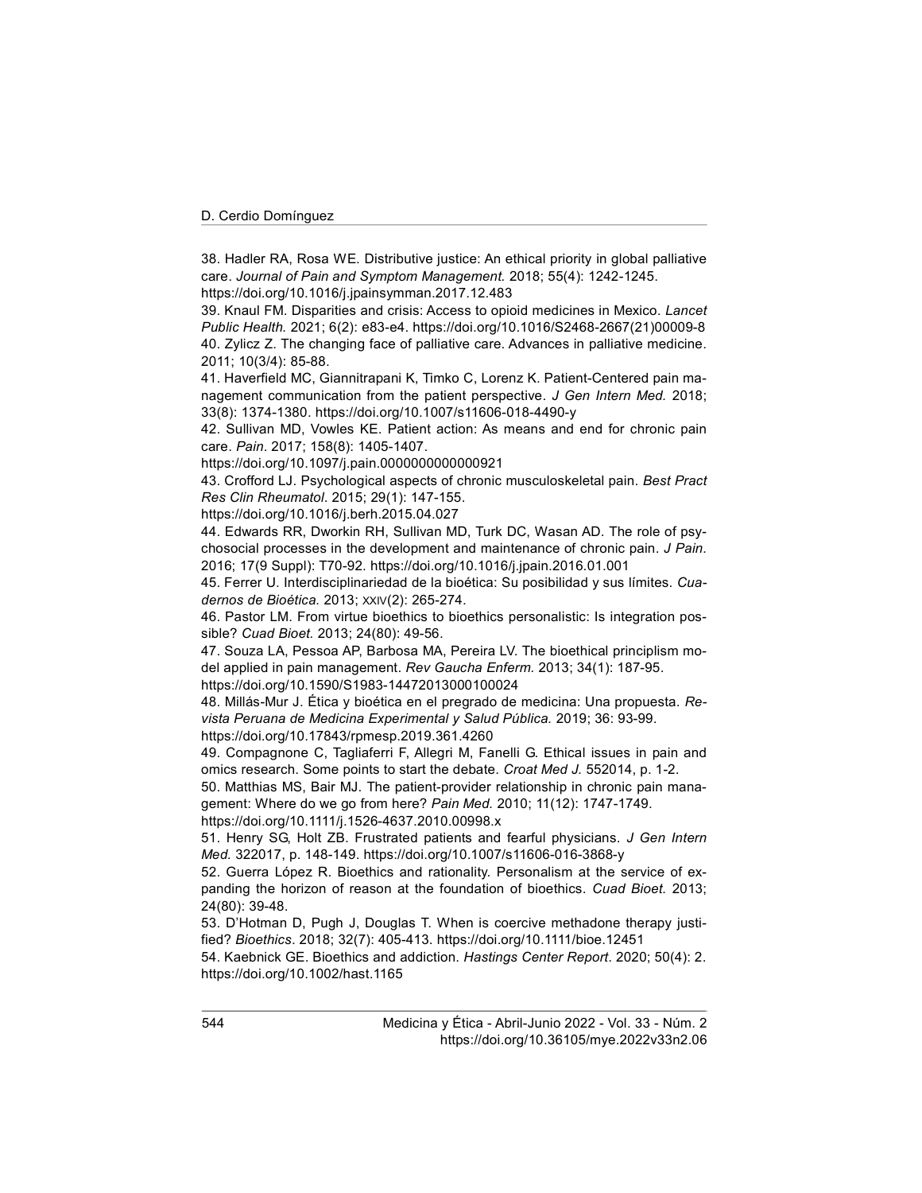38. Hadler RA, Rosa WE. Distributive justice: An ethical priority in global palliative care. *Journal of Pain and Symptom Management.* 2018; 55(4): 1242-1245. https://doi.org/10.1016/j.jpainsymman.2017.12.483

39. Knaul FM. Disparities and crisis: Access to opioid medicines in Mexico. *Lancet Public Health.* 2021; 6(2): e83-e4. https://doi.org/10.1016/S2468-2667(21)00009-8

40. Zylicz Z. The changing face of palliative care. Advances in palliative medicine. 2011; 10(3/4): 85-88.

41. Haverfield MC, Giannitrapani K, Timko C, Lorenz K. Patient-Centered pain management communication from the patient perspective. *J Gen Intern Med.* 2018; 33(8): 1374-1380. https://doi.org/10.1007/s11606-018-4490-y

42. Sullivan MD, Vowles KE. Patient action: As means and end for chronic pain care. *Pain*. 2017; 158(8): 1405-1407. https://doi.org/10.1097/j.pain.0000000000000921

43. Crofford LJ. Psychological aspects of chronic musculoskeletal pain. *Best Pract Res Clin Rheumatol*. 2015; 29(1): 147-155. https://doi.org/10.1016/j.berh.2015.04.027

44. Edwards RR, Dworkin RH, Sullivan MD, Turk DC, Wasan AD. The role of psychosocial processes in the development and maintenance of chronic pain. *J Pain.* 2016; 17(9 Suppl): T70-92. https://doi.org/10.1016/j.jpain.2016.01.001

45. Ferrer U. Interdisciplinariedad de la bioética: Su posibilidad y sus límites. *Cuadernos de Bioética.* 2013; XXIV(2): 265-274.

46. Pastor LM. From virtue bioethics to bioethics personalistic: Is integration possible? *Cuad Bioet.* 2013; 24(80): 49-56.

47. Souza LA, Pessoa AP, Barbosa MA, Pereira LV. The bioethical principlism model applied in pain management. *Rev Gaucha Enferm.* 2013; 34(1): 187-95. https://doi.org/10.1590/S1983-14472013000100024

48. Millás-Mur J. Ética y bioética en el pregrado de medicina: Una propuesta. *Revista Peruana de Medicina Experimental y Salud Pública.* 2019; 36: 93-99. https://doi.org/10.17843/rpmesp.2019.361.4260

49. Compagnone C, Tagliaferri F, Allegri M, Fanelli G. Ethical issues in pain and omics research. Some points to start the debate. *Croat Med J.* 552014, p. 1-2.

50. Matthias MS, Bair MJ. The patient-provider relationship in chronic pain management: Where do we go from here? *Pain Med.* 2010; 11(12): 1747-1749. https://doi.org/10.1111/j.1526-4637.2010.00998.x

51. Henry SG, Holt ZB. Frustrated patients and fearful physicians. *J Gen Intern Med.* 322017, p. 148-149. https://doi.org/10.1007/s11606-016-3868-y

52. Guerra López R. Bioethics and rationality. Personalism at the service of expanding the horizon of reason at the foundation of bioethics. *Cuad Bioet.* 2013; 24(80): 39-48.

53. D'Hotman D, Pugh J, Douglas T. When is coercive methadone therapy justified? *Bioethics*. 2018; 32(7): 405-413. https://doi.org/10.1111/bioe.12451

54. Kaebnick GE. Bioethics and addiction. *Hastings Center Report*. 2020; 50(4): 2. https://doi.org/10.1002/hast.1165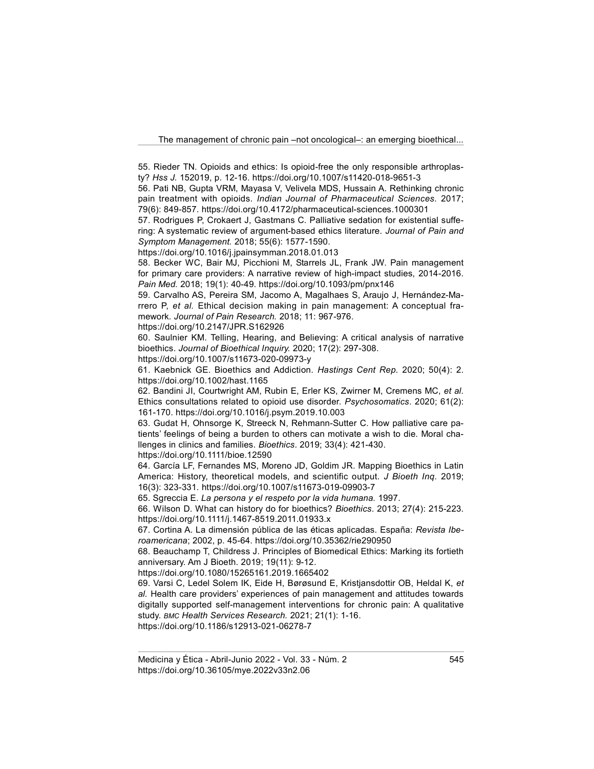55. Rieder TN. Opioids and ethics: Is opioid-free the only responsible arthroplasty? *Hss J.* 152019, p. 12-16. https://doi.org/10.1007/s11420-018-9651-3

56. Pati NB, Gupta VRM, Mayasa V, Velivela MDS, Hussain A. Rethinking chronic pain treatment with opioids. *Indian Journal of Pharmaceutical Sciences.* 2017; 79(6): 849-857. https://doi.org/10.4172/pharmaceutical-sciences.1000301

57. Rodrigues P, Crokaert J, Gastmans C. Palliative sedation for existential suffering: A systematic review of argument-based ethics literature. *Journal of Pain and Symptom Management.* 2018; 55(6): 1577-1590. https://doi.org/10.1016/j.jpainsymman.2018.01.013

58. Becker WC, Bair MJ, Picchioni M, Starrels JL, Frank JW. Pain management for primary care providers: A narrative review of high-impact studies, 2014-2016. *Pain Med.* 2018; 19(1): 40-49. https://doi.org/10.1093/pm/pnx146

59. Carvalho AS, Pereira SM, Jacomo A, Magalhaes S, Araujo J, Hernández-Marrero P, *et al.* Ethical decision making in pain management: A conceptual framework. *Journal of Pain Research.* 2018; 11: 967-976. https://doi.org/10.2147/JPR.S162926

60. Saulnier KM. Telling, Hearing, and Believing: A critical analysis of narrative bioethics. *Journal of Bioethical Inquiry.* 2020; 17(2): 297-308. https://doi.org/10.1007/s11673-020-09973-y

61. Kaebnick GE. Bioethics and Addiction. *Hastings Cent Rep.* 2020; 50(4): 2. https://doi.org/10.1002/hast.1165

62. Bandini JI, Courtwright AM, Rubin E, Erler KS, Zwirner M, Cremens MC, *et al.* Ethics consultations related to opioid use disorder. *Psychosomatics*. 2020; 61(2): 161-170. https://doi.org/10.1016/j.psym.2019.10.003

63. Gudat H, Ohnsorge K, Streeck N, Rehmann-Sutter C. How palliative care patients' feelings of being a burden to others can motivate a wish to die. Moral challenges in clinics and families. *Bioethics*. 2019; 33(4): 421-430. https://doi.org/10.1111/bioe.12590

64. García LF, Fernandes MS, Moreno JD, Goldim JR. Mapping Bioethics in Latin America: History, theoretical models, and scientific output. *J Bioeth Inq*. 2019; 16(3): 323-331. https://doi.org/10.1007/s11673-019-09903-7

65. Sgreccia E. *La persona y el respeto por la vida humana.* 1997.

66. Wilson D. What can history do for bioethics? *Bioethics*. 2013; 27(4): 215-223. https://doi.org/10.1111/j.1467-8519.2011.01933.x

67. Cortina A. La dimensión pública de las éticas aplicadas. España: *Revista Iberoamericana*; 2002, p. 45-64. https://doi.org/10.35362/rie290950

68. Beauchamp T, Childress J. Principles of Biomedical Ethics: Marking its fortieth anniversary. Am J Bioeth. 2019; 19(11): 9-12. https://doi.org/10.1080/15265161.2019.1665402

69. Varsi C, Ledel Solem IK, Eide H, Børøsund E, Kristjansdottir OB, Heldal K, *et al.* Health care providers' experiences of pain management and attitudes towards digitally supported self-management interventions for chronic pain: A qualitative study. *BMC Health Services Research.* 2021; 21(1): 1-16. https://doi.org/10.1186/s12913-021-06278-7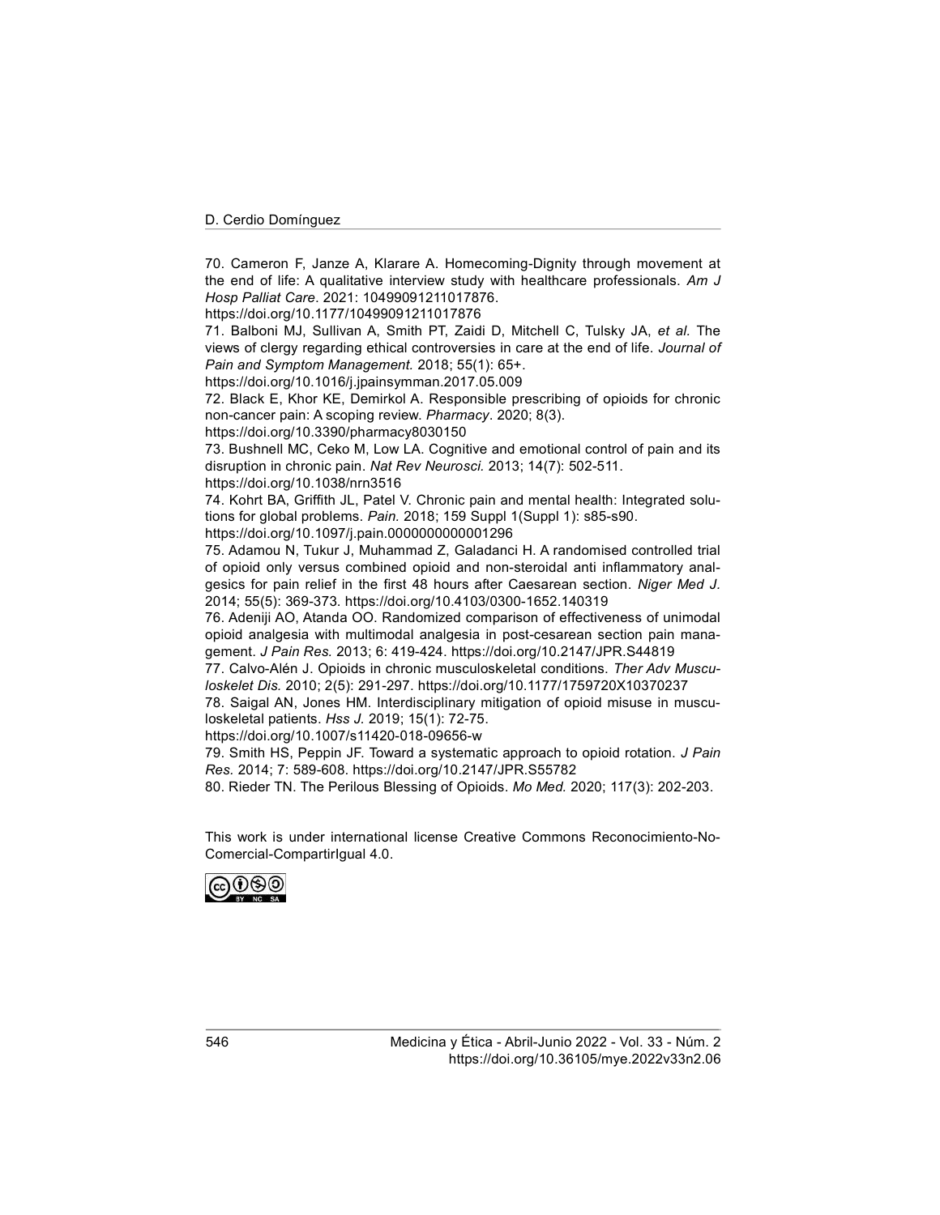70. Cameron F, Janze A, Klarare A. Homecoming-Dignity through movement at the end of life: A qualitative interview study with healthcare professionals. *Am J Hosp Palliat Care*. 2021: 10499091211017876.
https://doi.org/10.1177/10499091211017876

71. Balboni MJ, Sullivan A, Smith PT, Zaidi D, Mitchell C, Tulsky JA, *et al.* The views of clergy regarding ethical controversies in care at the end of life. *Journal of Pain and Symptom Management.* 2018; 55(1): 65+.
https://doi.org/10.1016/j.jpainsymman.2017.05.009

72. Black E, Khor KE, Demirkol A. Responsible prescribing of opioids for chronic non-cancer pain: A scoping review. *Pharmacy*. 2020; 8(3).
https://doi.org/10.3390/pharmacy8030150

73. Bushnell MC, Ceko M, Low LA. Cognitive and emotional control of pain and its disruption in chronic pain. *Nat Rev Neurosci.* 2013; 14(7): 502-511.
https://doi.org/10.1038/nrn3516

74. Kohrt BA, Griffith JL, Patel V. Chronic pain and mental health: Integrated solutions for global problems. *Pain.* 2018; 159 Suppl 1(Suppl 1): s85-s90.
https://doi.org/10.1097/j.pain.0000000000001296

75. Adamou N, Tukur J, Muhammad Z, Galadanci H. A randomised controlled trial of opioid only versus combined opioid and non-steroidal anti inflammatory analgesics for pain relief in the first 48 hours after Caesarean section. *Niger Med J.* 2014; 55(5): 369-373. https://doi.org/10.4103/0300-1652.140319

76. Adeniji AO, Atanda OO. Randomized comparison of effectiveness of unimodal opioid analgesia with multimodal analgesia in post-cesarean section pain management. *J Pain Res.* 2013; 6: 419-424. https://doi.org/10.2147/JPR.S44819

77. Calvo-Alén J. Opioids in chronic musculoskeletal conditions. *Ther Adv Musculoskelet Dis.* 2010; 2(5): 291-297. https://doi.org/10.1177/1759720X10370237

78. Saigal AN, Jones HM. Interdisciplinary mitigation of opioid misuse in musculoskeletal patients. *Hss J.* 2019; 15(1): 72-75.
https://doi.org/10.1007/s11420-018-09656-w

79. Smith HS, Peppin JF. Toward a systematic approach to opioid rotation. *J Pain Res.* 2014; 7: 589-608. https://doi.org/10.2147/JPR.S55782

80. Rieder TN. The Perilous Blessing of Opioids. *Mo Med.* 2020; 117(3): 202-203.

This work is under international license Creative Commons Reconocimiento-NoComercial-CompartirIgual 4.0.